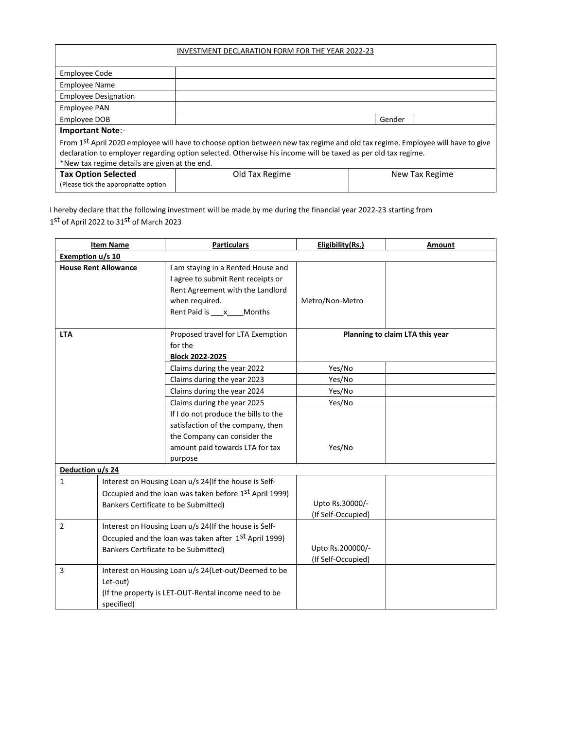| INVESTMENT DECLARATION FORM FOR THE YEAR 2022-23 | | | |
|---|---|---|---|
| Employee Code | | | |
| Employee Name | | | |
| Employee Designation | | | |
| Employee PAN | | | |
| Employee DOB | | Gender | |

**Important Note**:-

From 1st April 2020 employee will have to choose option between new tax regime and old tax regime. Employee will have to give declaration to employer regarding option selected. Otherwise his income will be taxed as per old tax regime.
*New tax regime details are given at the end.

| **Tax Option Selected** (Please tick the appropriatte option | Old Tax Regime | New Tax Regime |
|---|---|---|

I hereby declare that the following investment will be made by me during the financial year 2022-23 starting from 1st of April 2022 to 31st of March 2023

| Item Name | | Particulars | Eligibility(Rs.) | Amount |
|---|---|---|---|---|
| **Exemption u/s 10** | | | | |
| **House Rent Allowance** | | I am staying in a Rented House and I agree to submit Rent receipts or Rent Agreement with the Landlord when required. Rent Paid is ___x____Months | Metro/Non-Metro | |
| **LTA** | | Proposed travel for LTA Exemption for the **Block 2022-2025** | **Planning to claim LTA this year** | |
| | | Claims during the year 2022 | Yes/No | |
| | | Claims during the year 2023 | Yes/No | |
| | | Claims during the year 2024 | Yes/No | |
| | | Claims during the year 2025 | Yes/No | |
| | | If I do not produce the bills to the satisfaction of the company, then the Company can consider the amount paid towards LTA for tax purpose | Yes/No | |
| **Deduction u/s 24** | | | | |
| 1 | Interest on Housing Loan u/s 24(If the house is Self-Occupied and the loan was taken before 1st April 1999) Bankers Certificate to be Submitted) | | Upto Rs.30000/- (If Self-Occupied) | |
| 2 | Interest on Housing Loan u/s 24(If the house is Self-Occupied and the loan was taken after 1st April 1999) Bankers Certificate to be Submitted) | | Upto Rs.200000/- (If Self-Occupied) | |
| 3 | Interest on Housing Loan u/s 24(Let-out/Deemed to be Let-out) (If the property is LET-OUT-Rental income need to be specified) | | | |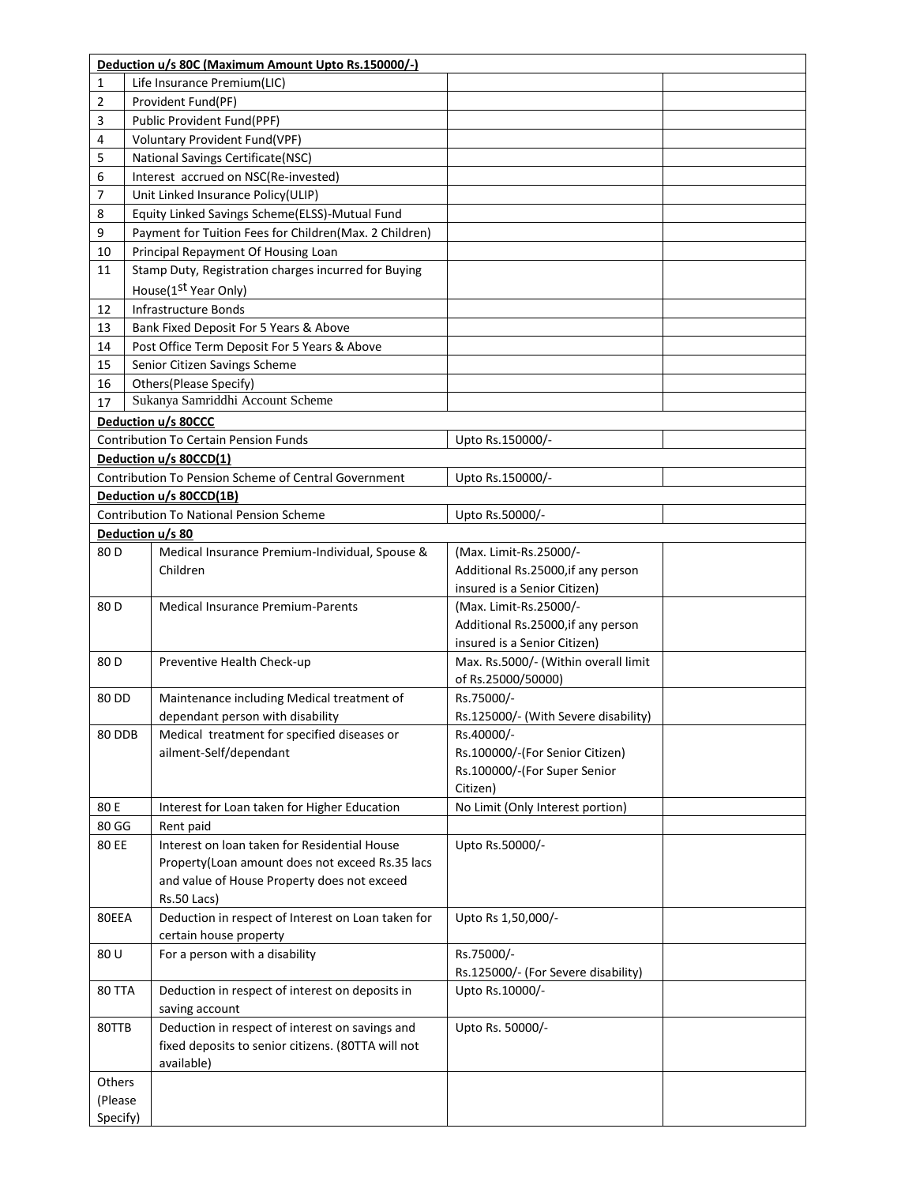| Deduction u/s 80C (Maximum Amount Upto Rs.150000/-) | | | |
|---|---|---|---|
| 1 | Life Insurance Premium(LIC) | | |
| 2 | Provident Fund(PF) | | |
| 3 | Public Provident Fund(PPF) | | |
| 4 | Voluntary Provident Fund(VPF) | | |
| 5 | National Savings Certificate(NSC) | | |
| 6 | Interest accrued on NSC(Re-invested) | | |
| 7 | Unit Linked Insurance Policy(ULIP) | | |
| 8 | Equity Linked Savings Scheme(ELSS)-Mutual Fund | | |
| 9 | Payment for Tuition Fees for Children(Max. 2 Children) | | |
| 10 | Principal Repayment Of Housing Loan | | |
| 11 | Stamp Duty, Registration charges incurred for Buying House(1st Year Only) | | |
| 12 | Infrastructure Bonds | | |
| 13 | Bank Fixed Deposit For 5 Years & Above | | |
| 14 | Post Office Term Deposit For 5 Years & Above | | |
| 15 | Senior Citizen Savings Scheme | | |
| 16 | Others(Please Specify) | | |
| 17 | Sukanya Samriddhi Account Scheme | | |
| **Deduction u/s 80CCC** | | | |
| Contribution To Certain Pension Funds | | Upto Rs.150000/- | |
| **Deduction u/s 80CCD(1)** | | | |
| Contribution To Pension Scheme of Central Government | | Upto Rs.150000/- | |
| **Deduction u/s 80CCD(1B)** | | | |
| Contribution To National Pension Scheme | | Upto Rs.50000/- | |
| **Deduction u/s 80** | | | |
| 80 D | Medical Insurance Premium-Individual, Spouse & Children | (Max. Limit-Rs.25000/- Additional Rs.25000,if any person insured is a Senior Citizen) | |
| 80 D | Medical Insurance Premium-Parents | (Max. Limit-Rs.25000/- Additional Rs.25000,if any person insured is a Senior Citizen) | |
| 80 D | Preventive Health Check-up | Max. Rs.5000/- (Within overall limit of Rs.25000/50000) | |
| 80 DD | Maintenance including Medical treatment of dependant person with disability | Rs.75000/- Rs.125000/- (With Severe disability) | |
| 80 DDB | Medical treatment for specified diseases or ailment-Self/dependant | Rs.40000/- Rs.100000/-(For Senior Citizen) Rs.100000/-(For Super Senior Citizen) | |
| 80 E | Interest for Loan taken for Higher Education | No Limit (Only Interest portion) | |
| 80 GG | Rent paid | | |
| 80 EE | Interest on loan taken for Residential House Property(Loan amount does not exceed Rs.35 lacs and value of House Property does not exceed Rs.50 Lacs) | Upto Rs.50000/- | |
| 80EEA | Deduction in respect of Interest on Loan taken for certain house property | Upto Rs 1,50,000/- | |
| 80 U | For a person with a disability | Rs.75000/- Rs.125000/- (For Severe disability) | |
| 80 TTA | Deduction in respect of interest on deposits in saving account | Upto Rs.10000/- | |
| 80TTB | Deduction in respect of interest on savings and fixed deposits to senior citizens. (80TTA will not available) | Upto Rs. 50000/- | |
| Others (Please Specify) | | | |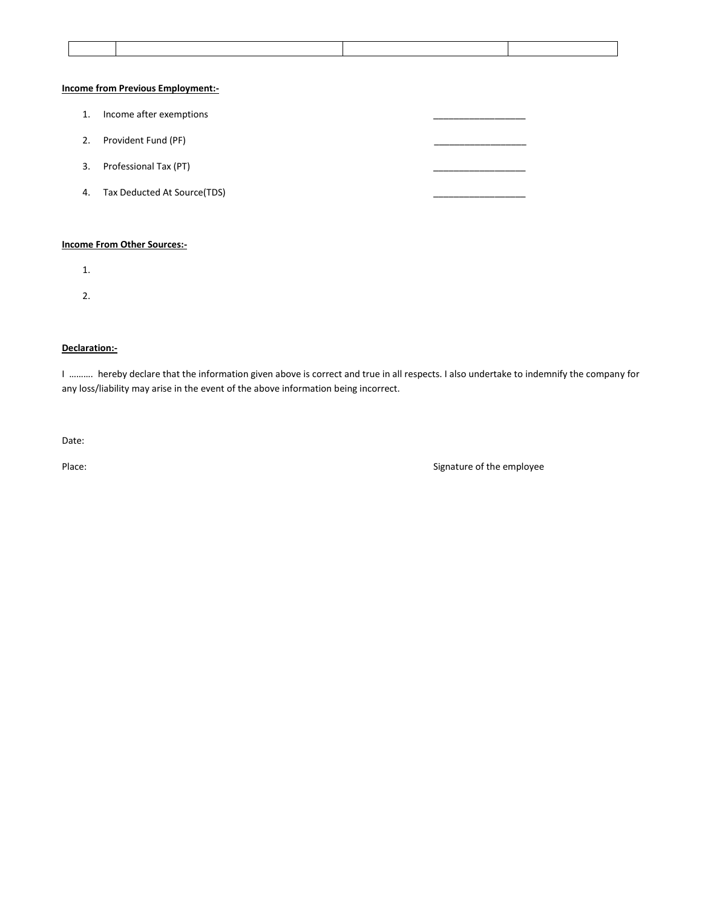| | | | |
|---|---|---|---|
| | | | |

**Income from Previous Employment:-**

1. Income after exemptions ___________________
2. Provident Fund (PF) ___________________
3. Professional Tax (PT) ___________________
4. Tax Deducted At Source(TDS) ___________________

**Income From Other Sources:-**

1.
2.

**Declaration:-**

I ………. hereby declare that the information given above is correct and true in all respects. I also undertake to indemnify the company for any loss/liability may arise in the event of the above information being incorrect.

Date:

Place: Signature of the employee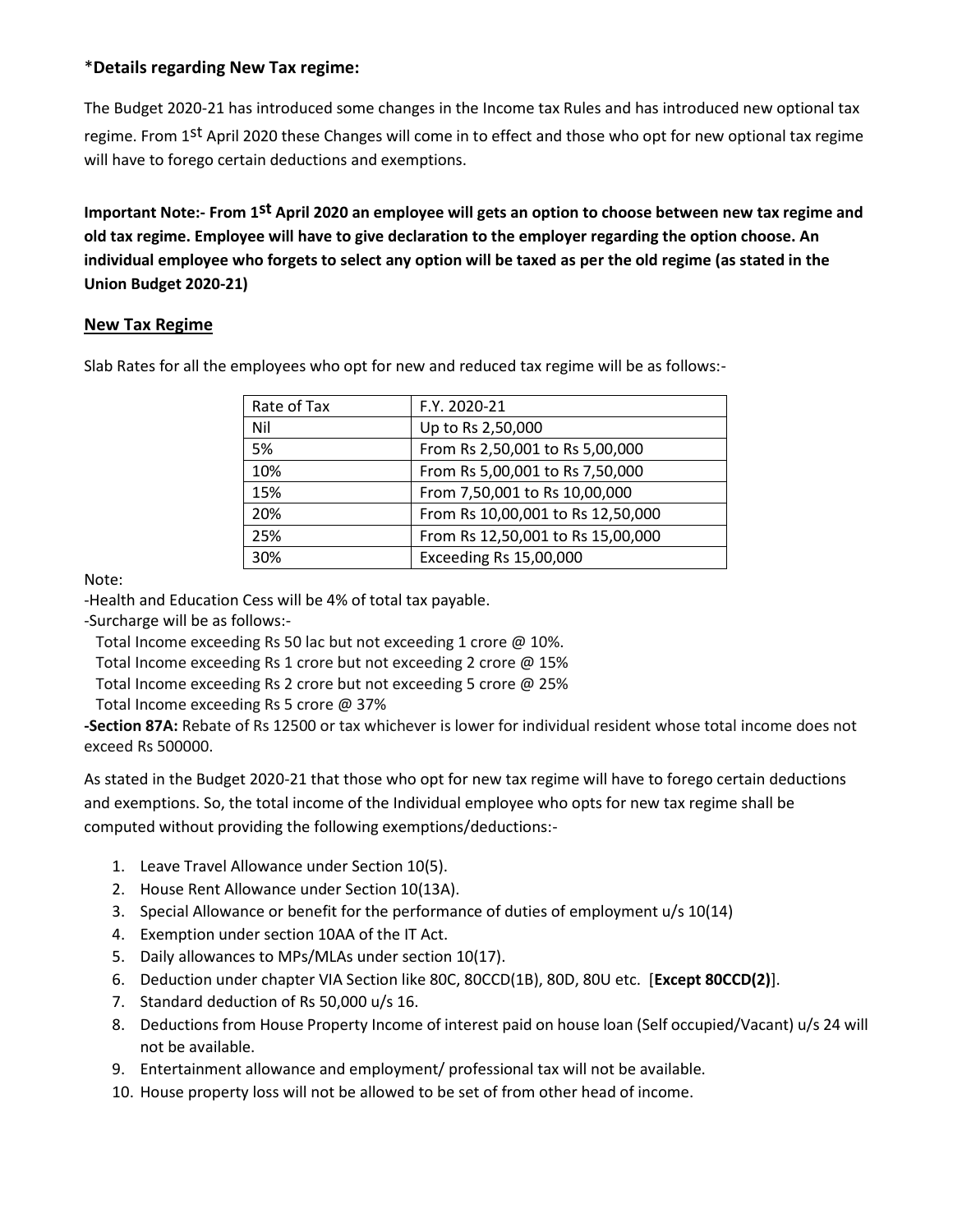*Details regarding New Tax regime:

The Budget 2020-21 has introduced some changes in the Income tax Rules and has introduced new optional tax regime. From 1st April 2020 these Changes will come in to effect and those who opt for new optional tax regime will have to forego certain deductions and exemptions.

**Important Note:- From 1st April 2020 an employee will gets an option to choose between new tax regime and old tax regime. Employee will have to give declaration to the employer regarding the option choose. An individual employee who forgets to select any option will be taxed as per the old regime (as stated in the Union Budget 2020-21)**

## New Tax Regime

Slab Rates for all the employees who opt for new and reduced tax regime will be as follows:-

| Rate of Tax | F.Y. 2020-21 |
|---|---|
| Nil | Up to Rs 2,50,000 |
| 5% | From Rs 2,50,001 to Rs 5,00,000 |
| 10% | From Rs 5,00,001 to Rs 7,50,000 |
| 15% | From 7,50,001 to Rs 10,00,000 |
| 20% | From Rs 10,00,001 to Rs 12,50,000 |
| 25% | From Rs 12,50,001 to Rs 15,00,000 |
| 30% | Exceeding Rs 15,00,000 |

Note:

-Health and Education Cess will be 4% of total tax payable.

-Surcharge will be as follows:-

Total Income exceeding Rs 50 lac but not exceeding 1 crore @ 10%.
Total Income exceeding Rs 1 crore but not exceeding 2 crore @ 15%
Total Income exceeding Rs 2 crore but not exceeding 5 crore @ 25%
Total Income exceeding Rs 5 crore @ 37%

**-Section 87A:** Rebate of Rs 12500 or tax whichever is lower for individual resident whose total income does not exceed Rs 500000.

As stated in the Budget 2020-21 that those who opt for new tax regime will have to forego certain deductions and exemptions. So, the total income of the Individual employee who opts for new tax regime shall be computed without providing the following exemptions/deductions:-

1. Leave Travel Allowance under Section 10(5).
2. House Rent Allowance under Section 10(13A).
3. Special Allowance or benefit for the performance of duties of employment u/s 10(14)
4. Exemption under section 10AA of the IT Act.
5. Daily allowances to MPs/MLAs under section 10(17).
6. Deduction under chapter VIA Section like 80C, 80CCD(1B), 80D, 80U etc. [**Except 80CCD(2)**].
7. Standard deduction of Rs 50,000 u/s 16.
8. Deductions from House Property Income of interest paid on house loan (Self occupied/Vacant) u/s 24 will not be available.
9. Entertainment allowance and employment/ professional tax will not be available.
10. House property loss will not be allowed to be set of from other head of income.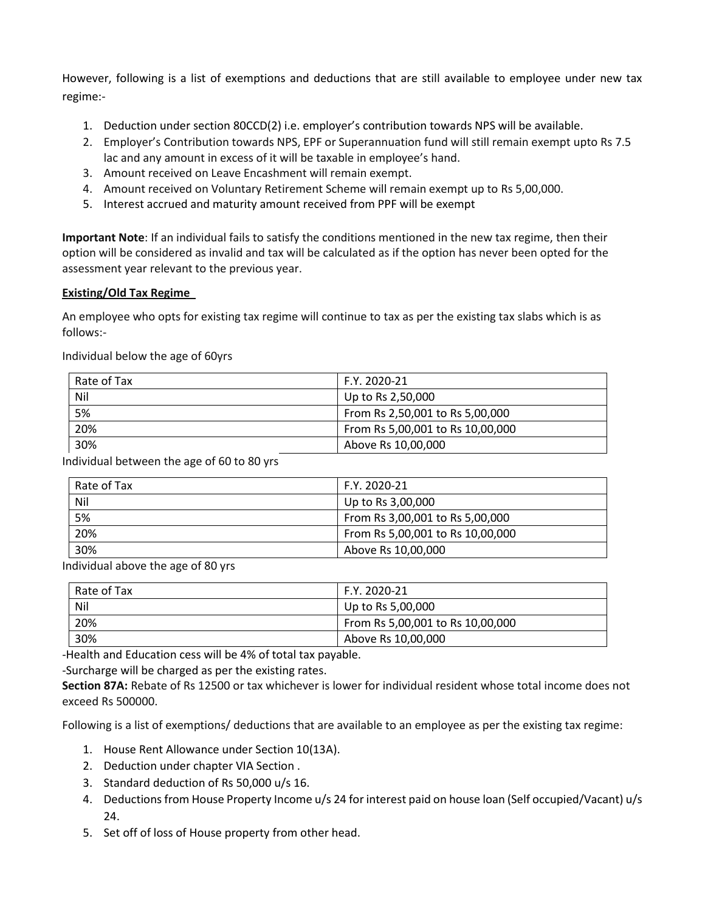However, following is a list of exemptions and deductions that are still available to employee under new tax regime:-

1. Deduction under section 80CCD(2) i.e. employer's contribution towards NPS will be available.
2. Employer's Contribution towards NPS, EPF or Superannuation fund will still remain exempt upto Rs 7.5 lac and any amount in excess of it will be taxable in employee's hand.
3. Amount received on Leave Encashment will remain exempt.
4. Amount received on Voluntary Retirement Scheme will remain exempt up to Rs 5,00,000.
5. Interest accrued and maturity amount received from PPF will be exempt

**Important Note**: If an individual fails to satisfy the conditions mentioned in the new tax regime, then their option will be considered as invalid and tax will be calculated as if the option has never been opted for the assessment year relevant to the previous year.

**Existing/Old Tax Regime**

An employee who opts for existing tax regime will continue to tax as per the existing tax slabs which is as follows:-

Individual below the age of 60yrs

| Rate of Tax | F.Y. 2020-21 |
|---|---|
| Nil | Up to Rs 2,50,000 |
| 5% | From Rs 2,50,001 to Rs 5,00,000 |
| 20% | From Rs 5,00,001 to Rs 10,00,000 |
| 30% | Above Rs 10,00,000 |

Individual between the age of 60 to 80 yrs

| Rate of Tax | F.Y. 2020-21 |
|---|---|
| Nil | Up to Rs 3,00,000 |
| 5% | From Rs 3,00,001 to Rs 5,00,000 |
| 20% | From Rs 5,00,001 to Rs 10,00,000 |
| 30% | Above Rs 10,00,000 |

Individual above the age of 80 yrs

| Rate of Tax | F.Y. 2020-21 |
|---|---|
| Nil | Up to Rs 5,00,000 |
| 20% | From Rs 5,00,001 to Rs 10,00,000 |
| 30% | Above Rs 10,00,000 |

-Health and Education cess will be 4% of total tax payable.

-Surcharge will be charged as per the existing rates.

**Section 87A:** Rebate of Rs 12500 or tax whichever is lower for individual resident whose total income does not exceed Rs 500000.

Following is a list of exemptions/ deductions that are available to an employee as per the existing tax regime:

1. House Rent Allowance under Section 10(13A).
2. Deduction under chapter VIA Section .
3. Standard deduction of Rs 50,000 u/s 16.
4. Deductions from House Property Income u/s 24 for interest paid on house loan (Self occupied/Vacant) u/s 24.
5. Set off of loss of House property from other head.